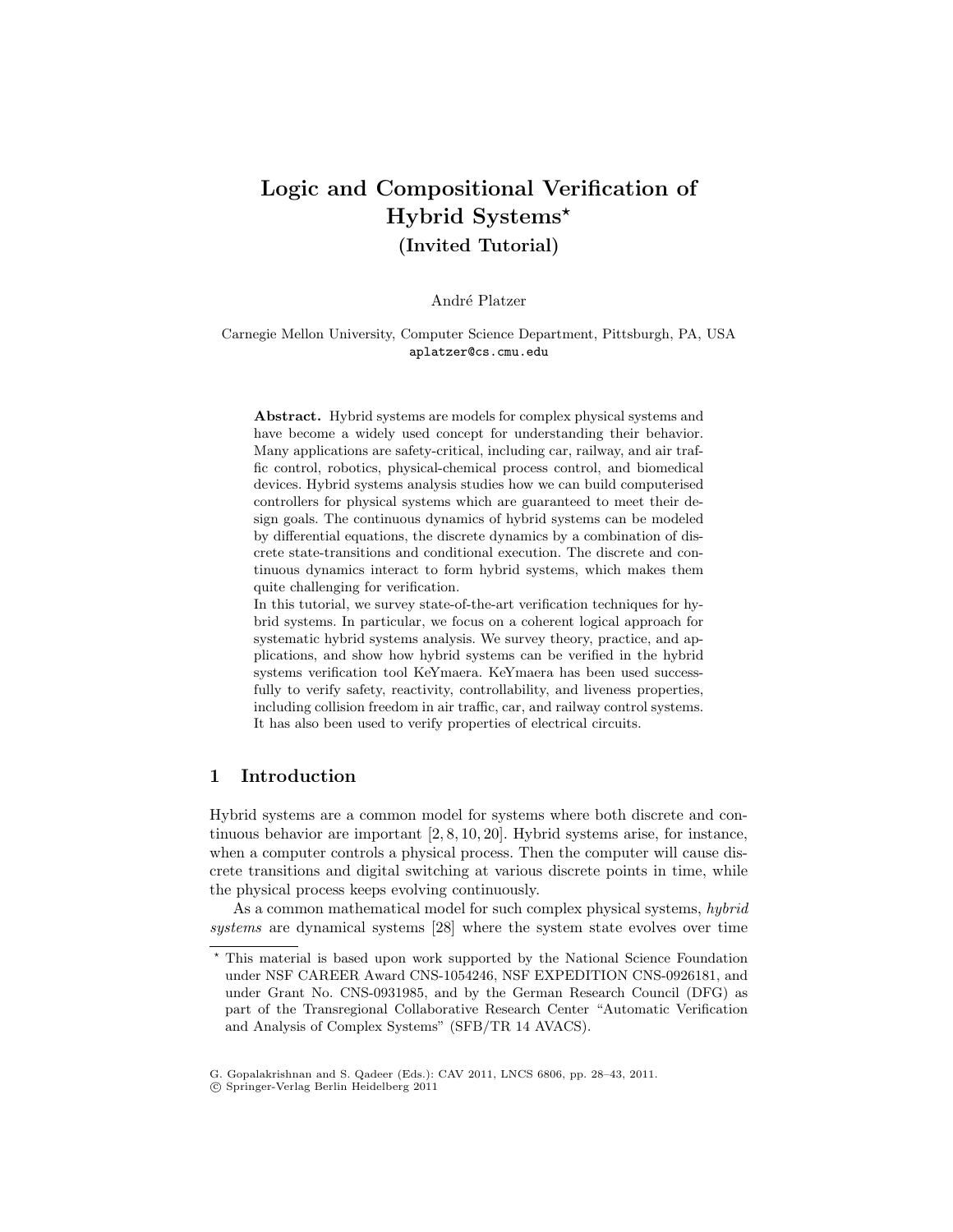# Logic and Compositional Verification of Hybrid Systems*

## (Invited Tutorial)

André Platzer

Carnegie Mellon University, Computer Science Department, Pittsburgh, PA, USA
aplatzer@cs.cmu.edu

**Abstract.** Hybrid systems are models for complex physical systems and have become a widely used concept for understanding their behavior. Many applications are safety-critical, including car, railway, and air traffic control, robotics, physical-chemical process control, and biomedical devices. Hybrid systems analysis studies how we can build computerised controllers for physical systems which are guaranteed to meet their design goals. The continuous dynamics of hybrid systems can be modeled by differential equations, the discrete dynamics by a combination of discrete state-transitions and conditional execution. The discrete and continuous dynamics interact to form hybrid systems, which makes them quite challenging for verification.

In this tutorial, we survey state-of-the-art verification techniques for hybrid systems. In particular, we focus on a coherent logical approach for systematic hybrid systems analysis. We survey theory, practice, and applications, and show how hybrid systems can be verified in the hybrid systems verification tool KeYmaera. KeYmaera has been used successfully to verify safety, reactivity, controllability, and liveness properties, including collision freedom in air traffic, car, and railway control systems. It has also been used to verify properties of electrical circuits.

## 1 Introduction

Hybrid systems are a common model for systems where both discrete and continuous behavior are important [2, 8, 10, 20]. Hybrid systems arise, for instance, when a computer controls a physical process. Then the computer will cause discrete transitions and digital switching at various discrete points in time, while the physical process keeps evolving continuously.

As a common mathematical model for such complex physical systems, *hybrid systems* are dynamical systems [28] where the system state evolves over time

---

* This material is based upon work supported by the National Science Foundation under NSF CAREER Award CNS-1054246, NSF EXPEDITION CNS-0926181, and under Grant No. CNS-0931985, and by the German Research Council (DFG) as part of the Transregional Collaborative Research Center "Automatic Verification and Analysis of Complex Systems" (SFB/TR 14 AVACS).

G. Gopalakrishnan and S. Qadeer (Eds.): CAV 2011, LNCS 6806, pp. 28–43, 2011.
© Springer-Verlag Berlin Heidelberg 2011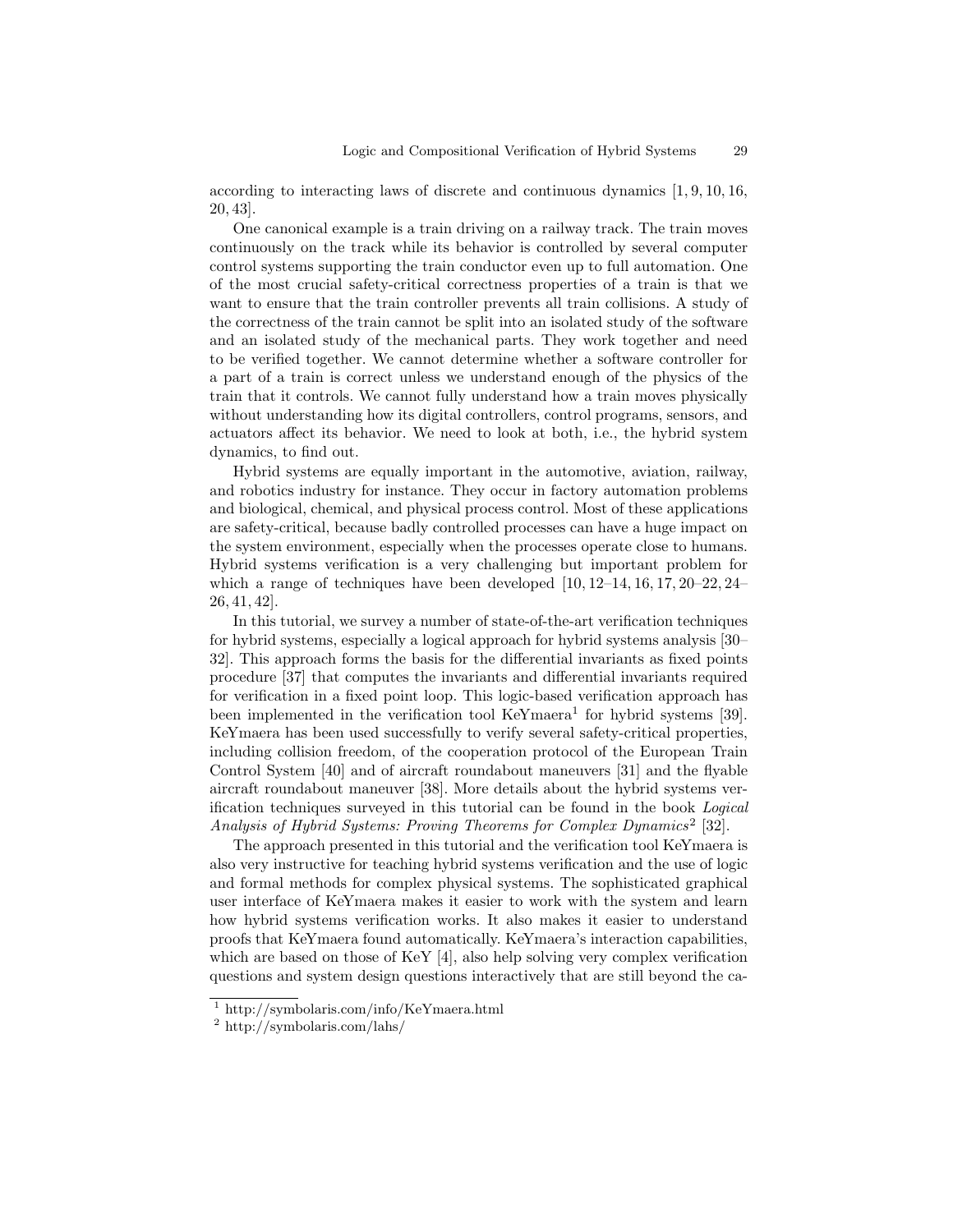according to interacting laws of discrete and continuous dynamics [1, 9, 10, 16, 20, 43].

One canonical example is a train driving on a railway track. The train moves continuously on the track while its behavior is controlled by several computer control systems supporting the train conductor even up to full automation. One of the most crucial safety-critical correctness properties of a train is that we want to ensure that the train controller prevents all train collisions. A study of the correctness of the train cannot be split into an isolated study of the software and an isolated study of the mechanical parts. They work together and need to be verified together. We cannot determine whether a software controller for a part of a train is correct unless we understand enough of the physics of the train that it controls. We cannot fully understand how a train moves physically without understanding how its digital controllers, control programs, sensors, and actuators affect its behavior. We need to look at both, i.e., the hybrid system dynamics, to find out.

Hybrid systems are equally important in the automotive, aviation, railway, and robotics industry for instance. They occur in factory automation problems and biological, chemical, and physical process control. Most of these applications are safety-critical, because badly controlled processes can have a huge impact on the system environment, especially when the processes operate close to humans. Hybrid systems verification is a very challenging but important problem for which a range of techniques have been developed [10, 12–14, 16, 17, 20–22, 24–26, 41, 42].

In this tutorial, we survey a number of state-of-the-art verification techniques for hybrid systems, especially a logical approach for hybrid systems analysis [30–32]. This approach forms the basis for the differential invariants as fixed points procedure [37] that computes the invariants and differential invariants required for verification in a fixed point loop. This logic-based verification approach has been implemented in the verification tool KeYmaera[1] for hybrid systems [39]. KeYmaera has been used successfully to verify several safety-critical properties, including collision freedom, of the cooperation protocol of the European Train Control System [40] and of aircraft roundabout maneuvers [31] and the flyable aircraft roundabout maneuver [38]. More details about the hybrid systems verification techniques surveyed in this tutorial can be found in the book *Logical Analysis of Hybrid Systems: Proving Theorems for Complex Dynamics*[2] [32].

The approach presented in this tutorial and the verification tool KeYmaera is also very instructive for teaching hybrid systems verification and the use of logic and formal methods for complex physical systems. The sophisticated graphical user interface of KeYmaera makes it easier to work with the system and learn how hybrid systems verification works. It also makes it easier to understand proofs that KeYmaera found automatically. KeYmaera's interaction capabilities, which are based on those of KeY [4], also help solving very complex verification questions and system design questions interactively that are still beyond the ca-

[1] http://symbolaris.com/info/KeYmaera.html

[2] http://symbolaris.com/lahs/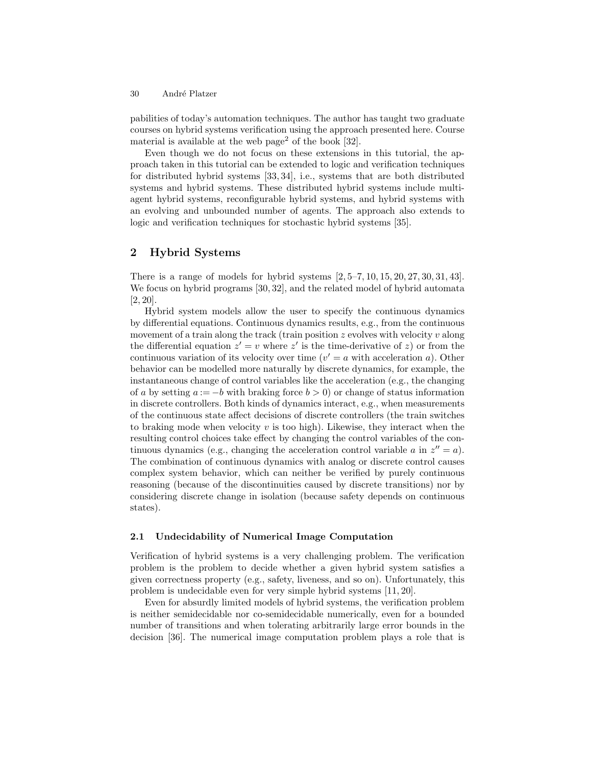pabilities of today's automation techniques. The author has taught two graduate courses on hybrid systems verification using the approach presented here. Course material is available at the web page[2] of the book [32].

Even though we do not focus on these extensions in this tutorial, the approach taken in this tutorial can be extended to logic and verification techniques for distributed hybrid systems [33, 34], i.e., systems that are both distributed systems and hybrid systems. These distributed hybrid systems include multi-agent hybrid systems, reconfigurable hybrid systems, and hybrid systems with an evolving and unbounded number of agents. The approach also extends to logic and verification techniques for stochastic hybrid systems [35].

## 2 Hybrid Systems

There is a range of models for hybrid systems [2, 5–7, 10, 15, 20, 27, 30, 31, 43]. We focus on hybrid programs [30, 32], and the related model of hybrid automata [2, 20].

Hybrid system models allow the user to specify the continuous dynamics by differential equations. Continuous dynamics results, e.g., from the continuous movement of a train along the track (train position $z$ evolves with velocity $v$ along the differential equation $z' = v$ where $z'$ is the time-derivative of $z$) or from the continuous variation of its velocity over time ($v' = a$ with acceleration $a$). Other behavior can be modelled more naturally by discrete dynamics, for example, the instantaneous change of control variables like the acceleration (e.g., the changing of $a$ by setting $a := -b$ with braking force $b > 0$) or change of status information in discrete controllers. Both kinds of dynamics interact, e.g., when measurements of the continuous state affect decisions of discrete controllers (the train switches to braking mode when velocity $v$ is too high). Likewise, they interact when the resulting control choices take effect by changing the control variables of the continuous dynamics (e.g., changing the acceleration control variable $a$ in $z'' = a$). The combination of continuous dynamics with analog or discrete control causes complex system behavior, which can neither be verified by purely continuous reasoning (because of the discontinuities caused by discrete transitions) nor by considering discrete change in isolation (because safety depends on continuous states).

### 2.1 Undecidability of Numerical Image Computation

Verification of hybrid systems is a very challenging problem. The verification problem is the problem to decide whether a given hybrid system satisfies a given correctness property (e.g., safety, liveness, and so on). Unfortunately, this problem is undecidable even for very simple hybrid systems [11, 20].

Even for absurdly limited models of hybrid systems, the verification problem is neither semidecidable nor co-semidecidable numerically, even for a bounded number of transitions and when tolerating arbitrarily large error bounds in the decision [36]. The numerical image computation problem plays a role that is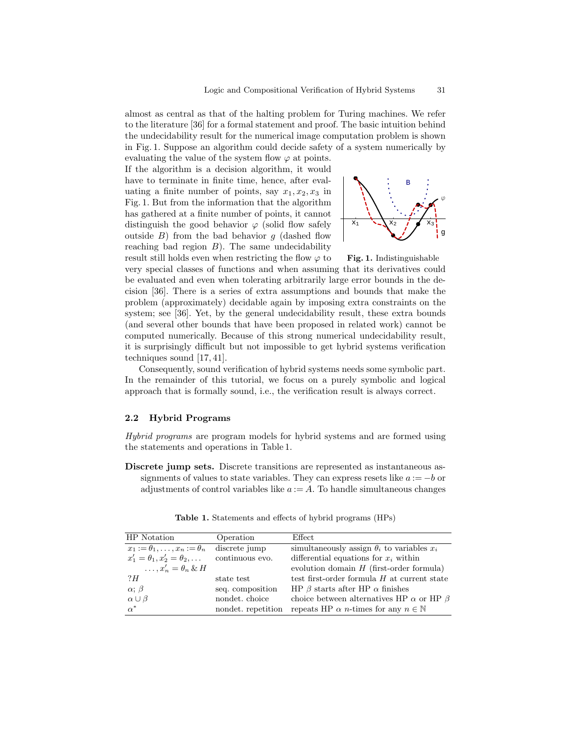almost as central as that of the halting problem for Turing machines. We refer to the literature [36] for a formal statement and proof. The basic intuition behind the undecidability result for the numerical image computation problem is shown in Fig. 1. Suppose an algorithm could decide safety of a system numerically by evaluating the value of the system flow $\varphi$ at points. If the algorithm is a decision algorithm, it would have to terminate in finite time, hence, after evaluating a finite number of points, say $x_1, x_2, x_3$ in Fig. 1. But from the information that the algorithm has gathered at a finite number of points, it cannot distinguish the good behavior $\varphi$ (solid flow safely outside $B$) from the bad behavior $g$ (dashed flow reaching bad region $B$). The same undecidability result still holds even when restricting the flow $\varphi$ to very special classes of functions and when assuming that its derivatives could be evaluated and even when tolerating arbitrarily large error bounds in the decision [36]. There is a series of extra assumptions and bounds that make the problem (approximately) decidable again by imposing extra constraints on the system; see [36]. Yet, by the general undecidability result, these extra bounds (and several other bounds that have been proposed in related work) cannot be computed numerically. Because of this strong numerical undecidability result, it is surprisingly difficult but not impossible to get hybrid systems verification techniques sound [17, 41].

**Fig. 1.** Indistinguishable

Consequently, sound verification of hybrid systems needs some symbolic part. In the remainder of this tutorial, we focus on a purely symbolic and logical approach that is formally sound, i.e., the verification result is always correct.

## 2.2 Hybrid Programs

*Hybrid programs* are program models for hybrid systems and are formed using the statements and operations in Table 1.

**Discrete jump sets.** Discrete transitions are represented as instantaneous assignments of values to state variables. They can express resets like $a := -b$ or adjustments of control variables like $a := A$. To handle simultaneous changes

**Table 1.** Statements and effects of hybrid programs (HPs)

| HP Notation | Operation | Effect |
|---|---|---|
| $x_1 := \theta_1, \dots, x_n := \theta_n$ | discrete jump | simultaneously assign $\theta_i$ to variables $x_i$ |
| $x_1' = \theta_1, x_2' = \theta_2, \dots$ $\dots, x_n' = \theta_n \,\&\, H$ | continuous evo. | differential equations for $x_i$ within evolution domain $H$ (first-order formula) |
| $?H$ | state test | test first-order formula $H$ at current state |
| $\alpha; \beta$ | seq. composition | HP $\beta$ starts after HP $\alpha$ finishes |
| $\alpha \cup \beta$ | nondet. choice | choice between alternatives HP $\alpha$ or HP $\beta$ |
| $\alpha^*$ | nondet. repetition | repeats HP $\alpha$ $n$-times for any $n \in \mathbb{N}$ |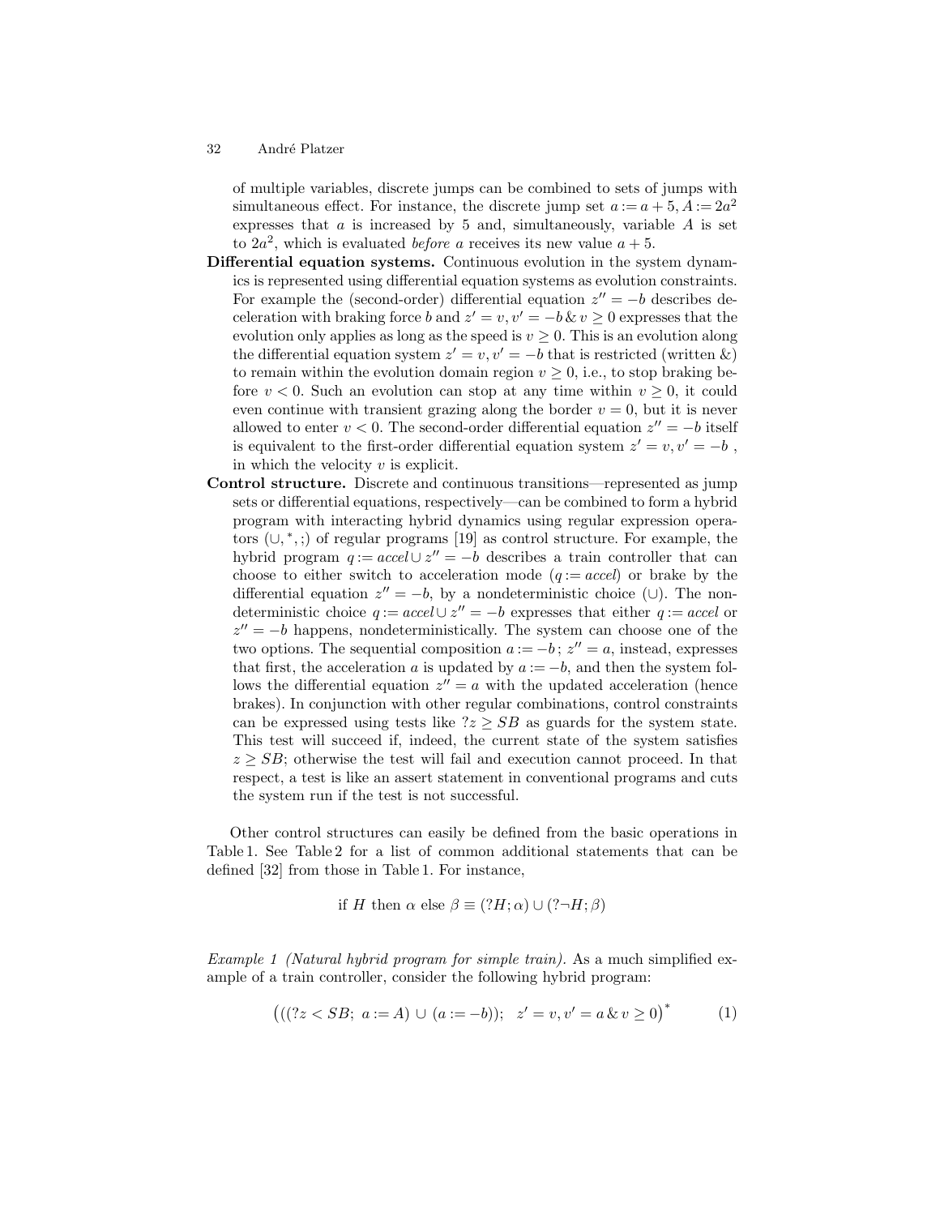of multiple variables, discrete jumps can be combined to sets of jumps with simultaneous effect. For instance, the discrete jump set $a := a + 5, A := 2a^2$ expresses that $a$ is increased by 5 and, simultaneously, variable $A$ is set to $2a^2$, which is evaluated *before* $a$ receives its new value $a + 5$.

**Differential equation systems.** Continuous evolution in the system dynamics is represented using differential equation systems as evolution constraints. For example the (second-order) differential equation $z'' = -b$ describes deceleration with braking force $b$ and $z' = v, v' = -b \,\&\, v \geq 0$ expresses that the evolution only applies as long as the speed is $v \geq 0$. This is an evolution along the differential equation system $z' = v, v' = -b$ that is restricted (written &) to remain within the evolution domain region $v \geq 0$, i.e., to stop braking before $v < 0$. Such an evolution can stop at any time within $v \geq 0$, it could even continue with transient grazing along the border $v = 0$, but it is never allowed to enter $v < 0$. The second-order differential equation $z'' = -b$ itself is equivalent to the first-order differential equation system $z' = v, v' = -b$ , in which the velocity $v$ is explicit.

**Control structure.** Discrete and continuous transitions—represented as jump sets or differential equations, respectively—can be combined to form a hybrid program with interacting hybrid dynamics using regular expression operators $(\cup, {}^*, ;)$ of regular programs [19] as control structure. For example, the hybrid program $q := accel \cup z'' = -b$ describes a train controller that can choose to either switch to acceleration mode ($q := accel$) or brake by the differential equation $z'' = -b$, by a nondeterministic choice ($\cup$). The nondeterministic choice $q := accel \cup z'' = -b$ expresses that either $q := accel$ or $z'' = -b$ happens, nondeterministically. The system can choose one of the two options. The sequential composition $a := -b\,;\, z'' = a$, instead, expresses that first, the acceleration $a$ is updated by $a := -b$, and then the system follows the differential equation $z'' = a$ with the updated acceleration (hence brakes). In conjunction with other regular combinations, control constraints can be expressed using tests like $?z \geq SB$ as guards for the system state. This test will succeed if, indeed, the current state of the system satisfies $z \geq SB$; otherwise the test will fail and execution cannot proceed. In that respect, a test is like an assert statement in conventional programs and cuts the system run if the test is not successful.

Other control structures can easily be defined from the basic operations in Table 1. See Table 2 for a list of common additional statements that can be defined [32] from those in Table 1. For instance,

$$\text{if } H \text{ then } \alpha \text{ else } \beta \equiv (?H; \alpha) \cup (?\neg H; \beta)$$

*Example 1 (Natural hybrid program for simple train).* As a much simplified example of a train controller, consider the following hybrid program:

$$\big(((?z < SB;\ a := A) \cup (a := -b));\ \ z' = v, v' = a \,\&\, v \geq 0\big)^* \tag{1}$$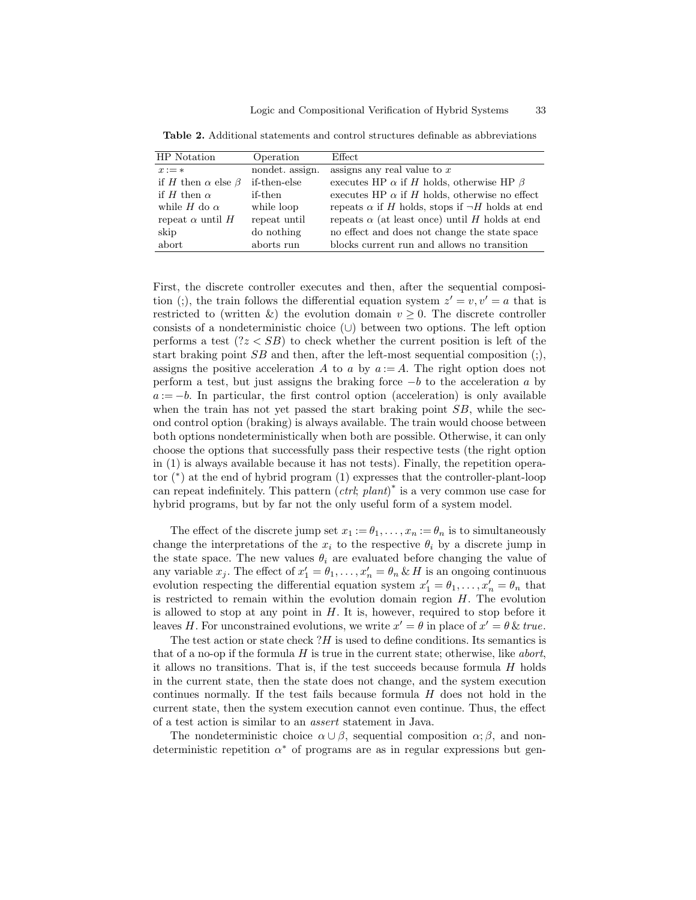**Table 2.** Additional statements and control structures definable as abbreviations

| HP Notation | Operation | Effect |
|---|---|---|
| $x := *$ | nondet. assign. | assigns any real value to $x$ |
| if $H$ then $\alpha$ else $\beta$ | if-then-else | executes HP $\alpha$ if $H$ holds, otherwise HP $\beta$ |
| if $H$ then $\alpha$ | if-then | executes HP $\alpha$ if $H$ holds, otherwise no effect |
| while $H$ do $\alpha$ | while loop | repeats $\alpha$ if $H$ holds, stops if $\neg H$ holds at end |
| repeat $\alpha$ until $H$ | repeat until | repeats $\alpha$ (at least once) until $H$ holds at end |
| skip | do nothing | no effect and does not change the state space |
| abort | aborts run | blocks current run and allows no transition |

First, the discrete controller executes and then, after the sequential composition (;), the train follows the differential equation system $z' = v, v' = a$ that is restricted to (written &) the evolution domain $v \geq 0$. The discrete controller consists of a nondeterministic choice ($\cup$) between two options. The left option performs a test ($?z < SB$) to check whether the current position is left of the start braking point $SB$ and then, after the left-most sequential composition (;), assigns the positive acceleration $A$ to $a$ by $a := A$. The right option does not perform a test, but just assigns the braking force $-b$ to the acceleration $a$ by $a := -b$. In particular, the first control option (acceleration) is only available when the train has not yet passed the start braking point $SB$, while the second control option (braking) is always available. The train would choose between both options nondeterministically when both are possible. Otherwise, it can only choose the options that successfully pass their respective tests (the right option in (1) is always available because it has not tests). Finally, the repetition operator ($^*$) at the end of hybrid program (1) expresses that the controller-plant-loop can repeat indefinitely. This pattern $(ctrl; plant)^*$ is a very common use case for hybrid programs, but by far not the only useful form of a system model.

The effect of the discrete jump set $x_1 := \theta_1, \ldots, x_n := \theta_n$ is to simultaneously change the interpretations of the $x_i$ to the respective $\theta_i$ by a discrete jump in the state space. The new values $\theta_i$ are evaluated before changing the value of any variable $x_j$. The effect of $x_1' = \theta_1, \ldots, x_n' = \theta_n \,\&\, H$ is an ongoing continuous evolution respecting the differential equation system $x_1' = \theta_1, \ldots, x_n' = \theta_n$ that is restricted to remain within the evolution domain region $H$. The evolution is allowed to stop at any point in $H$. It is, however, required to stop before it leaves $H$. For unconstrained evolutions, we write $x' = \theta$ in place of $x' = \theta \,\&\, true$.

The test action or state check $?H$ is used to define conditions. Its semantics is that of a no-op if the formula $H$ is true in the current state; otherwise, like *abort*, it allows no transitions. That is, if the test succeeds because formula $H$ holds in the current state, then the state does not change, and the system execution continues normally. If the test fails because formula $H$ does not hold in the current state, then the system execution cannot even continue. Thus, the effect of a test action is similar to an *assert* statement in Java.

The nondeterministic choice $\alpha \cup \beta$, sequential composition $\alpha; \beta$, and nondeterministic repetition $\alpha^*$ of programs are as in regular expressions but gen-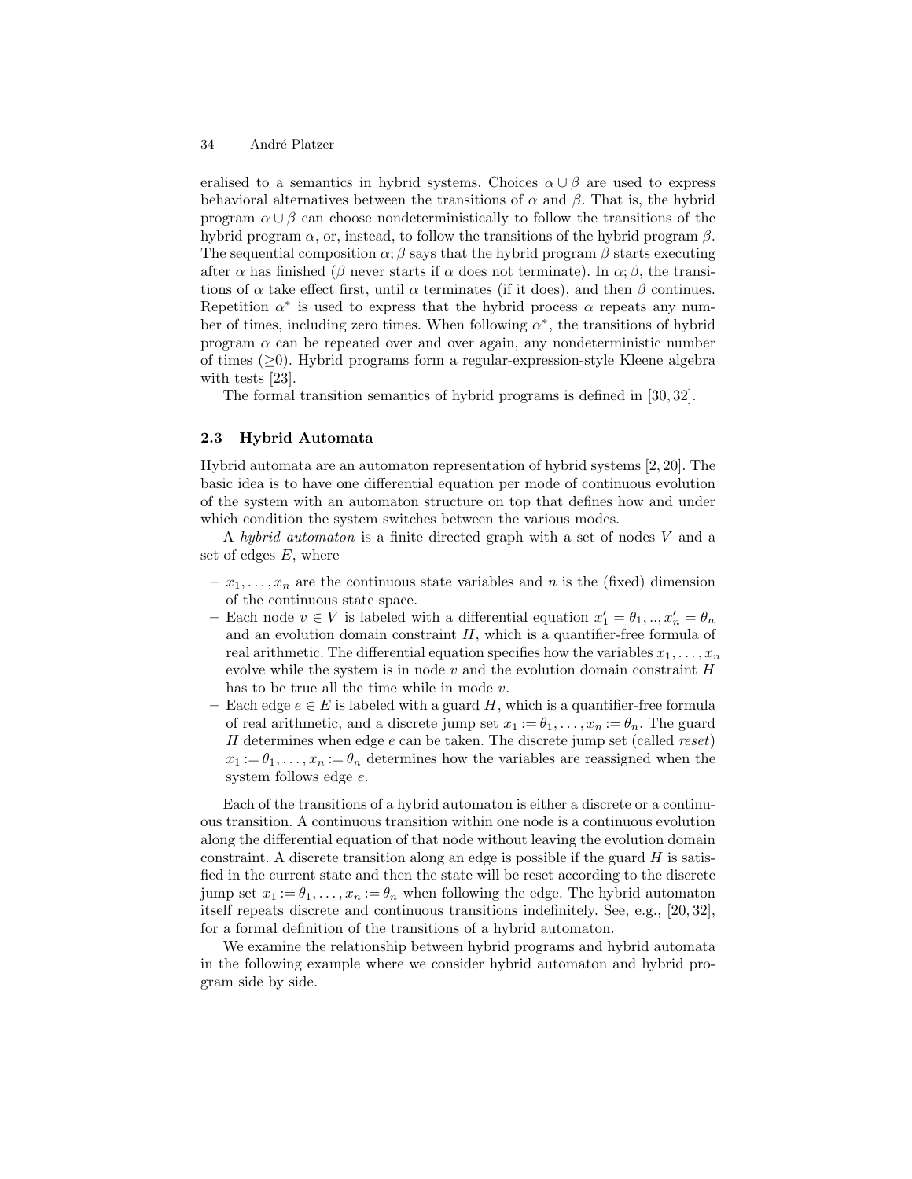eralised to a semantics in hybrid systems. Choices $\alpha \cup \beta$ are used to express behavioral alternatives between the transitions of $\alpha$ and $\beta$. That is, the hybrid program $\alpha \cup \beta$ can choose nondeterministically to follow the transitions of the hybrid program $\alpha$, or, instead, to follow the transitions of the hybrid program $\beta$. The sequential composition $\alpha; \beta$ says that the hybrid program $\beta$ starts executing after $\alpha$ has finished ($\beta$ never starts if $\alpha$ does not terminate). In $\alpha; \beta$, the transitions of $\alpha$ take effect first, until $\alpha$ terminates (if it does), and then $\beta$ continues. Repetition $\alpha^*$ is used to express that the hybrid process $\alpha$ repeats any number of times, including zero times. When following $\alpha^*$, the transitions of hybrid program $\alpha$ can be repeated over and over again, any nondeterministic number of times ($\geq$0). Hybrid programs form a regular-expression-style Kleene algebra with tests [23].

The formal transition semantics of hybrid programs is defined in [30, 32].

### 2.3 Hybrid Automata

Hybrid automata are an automaton representation of hybrid systems [2, 20]. The basic idea is to have one differential equation per mode of continuous evolution of the system with an automaton structure on top that defines how and under which condition the system switches between the various modes.

A *hybrid automaton* is a finite directed graph with a set of nodes $V$ and a set of edges $E$, where

- $x_1, \ldots, x_n$ are the continuous state variables and $n$ is the (fixed) dimension of the continuous state space.
- Each node $v \in V$ is labeled with a differential equation $x'_1 = \theta_1, .., x'_n = \theta_n$ and an evolution domain constraint $H$, which is a quantifier-free formula of real arithmetic. The differential equation specifies how the variables $x_1, \ldots, x_n$ evolve while the system is in node $v$ and the evolution domain constraint $H$ has to be true all the time while in mode $v$.
- Each edge $e \in E$ is labeled with a guard $H$, which is a quantifier-free formula of real arithmetic, and a discrete jump set $x_1 := \theta_1, \ldots, x_n := \theta_n$. The guard $H$ determines when edge $e$ can be taken. The discrete jump set (called *reset*) $x_1 := \theta_1, \ldots, x_n := \theta_n$ determines how the variables are reassigned when the system follows edge $e$.

Each of the transitions of a hybrid automaton is either a discrete or a continuous transition. A continuous transition within one node is a continuous evolution along the differential equation of that node without leaving the evolution domain constraint. A discrete transition along an edge is possible if the guard $H$ is satisfied in the current state and then the state will be reset according to the discrete jump set $x_1 := \theta_1, \ldots, x_n := \theta_n$ when following the edge. The hybrid automaton itself repeats discrete and continuous transitions indefinitely. See, e.g., [20, 32], for a formal definition of the transitions of a hybrid automaton.

We examine the relationship between hybrid programs and hybrid automata in the following example where we consider hybrid automaton and hybrid program side by side.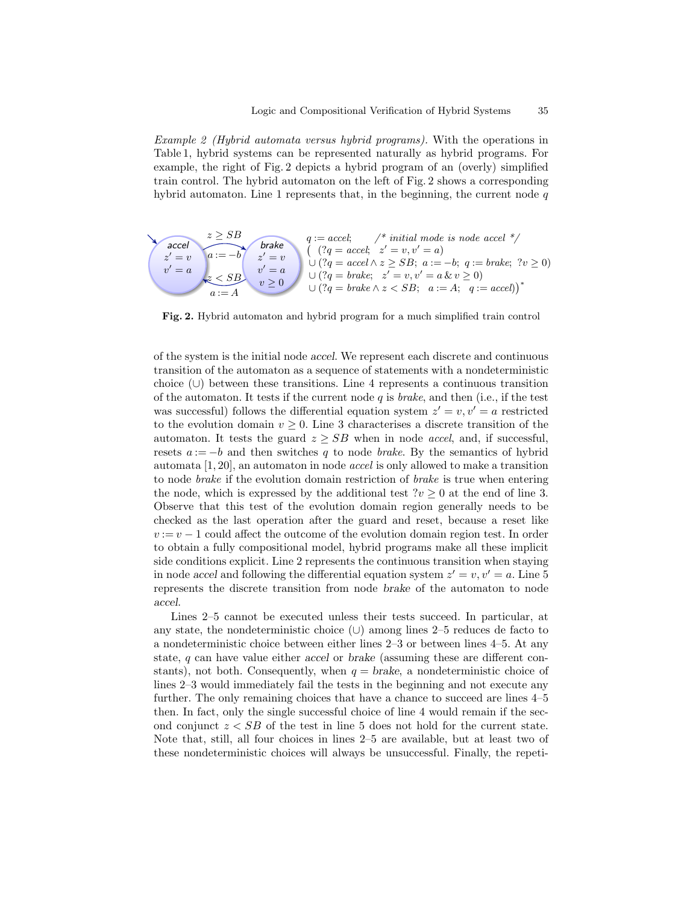*Example 2 (Hybrid automata versus hybrid programs).* With the operations in Table 1, hybrid systems can be represented naturally as hybrid programs. For example, the right of Fig. 2 depicts a hybrid program of an (overly) simplified train control. The hybrid automaton on the left of Fig. 2 shows a corresponding hybrid automaton. Line 1 represents that, in the beginning, the current node $q$

$$
\begin{array}{l}
q := accel; \qquad /^{*}\ initial\ mode\ is\ node\ accel\ ^{*}/ \\
(\ \ (?q = accel;\ \ z' = v, v' = a) \\
\cup\ (?q = accel \wedge z \geq SB;\ a := -b;\ q := brake;\ ?v \geq 0) \\
\cup\ (?q = brake;\ \ z' = v, v' = a\ \&\ v \geq 0) \\
\cup\ (?q = brake \wedge z < SB;\ \ a := A;\ \ q := accel)\big)^{*}
\end{array}
$$

**Fig. 2.** Hybrid automaton and hybrid program for a much simplified train control

of the system is the initial node *accel*. We represent each discrete and continuous transition of the automaton as a sequence of statements with a nondeterministic choice ($\cup$) between these transitions. Line 4 represents a continuous transition of the automaton. It tests if the current node $q$ is *brake*, and then (i.e., if the test was successful) follows the differential equation system $z' = v, v' = a$ restricted to the evolution domain $v \geq 0$. Line 3 characterises a discrete transition of the automaton. It tests the guard $z \geq SB$ when in node *accel*, and, if successful, resets $a := -b$ and then switches $q$ to node *brake*. By the semantics of hybrid automata [1, 20], an automaton in node *accel* is only allowed to make a transition to node *brake* if the evolution domain restriction of *brake* is true when entering the node, which is expressed by the additional test $?v \geq 0$ at the end of line 3. Observe that this test of the evolution domain region generally needs to be checked as the last operation after the guard and reset, because a reset like $v := v - 1$ could affect the outcome of the evolution domain region test. In order to obtain a fully compositional model, hybrid programs make all these implicit side conditions explicit. Line 2 represents the continuous transition when staying in node *accel* and following the differential equation system $z' = v, v' = a$. Line 5 represents the discrete transition from node *brake* of the automaton to node *accel*.

Lines 2–5 cannot be executed unless their tests succeed. In particular, at any state, the nondeterministic choice ($\cup$) among lines 2–5 reduces de facto to a nondeterministic choice between either lines 2–3 or between lines 4–5. At any state, $q$ can have value either *accel* or *brake* (assuming these are different constants), not both. Consequently, when $q = brake$, a nondeterministic choice of lines 2–3 would immediately fail the tests in the beginning and not execute any further. The only remaining choices that have a chance to succeed are lines 4–5 then. In fact, only the single successful choice of line 4 would remain if the second conjunct $z < SB$ of the test in line 5 does not hold for the current state. Note that, still, all four choices in lines 2–5 are available, but at least two of these nondeterministic choices will always be unsuccessful. Finally, the repeti-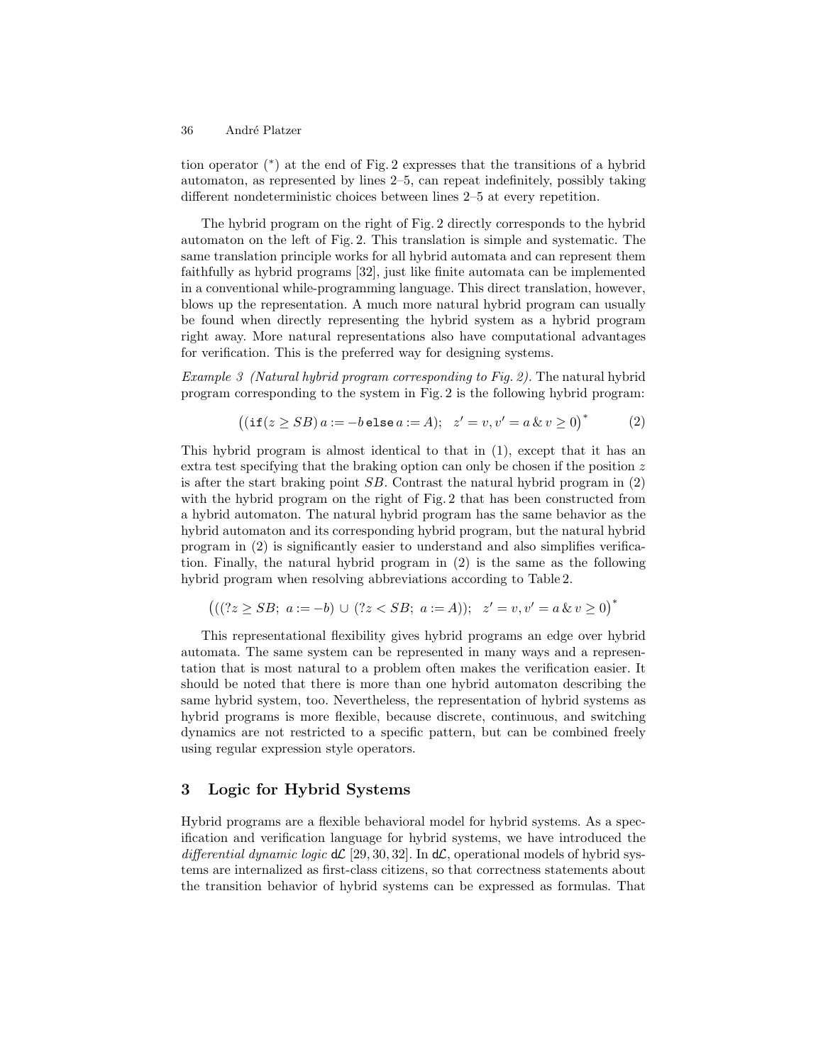tion operator ($^*$) at the end of Fig. 2 expresses that the transitions of a hybrid automaton, as represented by lines 2–5, can repeat indefinitely, possibly taking different nondeterministic choices between lines 2–5 at every repetition.

The hybrid program on the right of Fig. 2 directly corresponds to the hybrid automaton on the left of Fig. 2. This translation is simple and systematic. The same translation principle works for all hybrid automata and can represent them faithfully as hybrid programs [32], just like finite automata can be implemented in a conventional while-programming language. This direct translation, however, blows up the representation. A much more natural hybrid program can usually be found when directly representing the hybrid system as a hybrid program right away. More natural representations also have computational advantages for verification. This is the preferred way for designing systems.

*Example 3 (Natural hybrid program corresponding to Fig. 2).* The natural hybrid program corresponding to the system in Fig. 2 is the following hybrid program:

$$\big((\texttt{if}(z \geq SB)\, a := -b\, \texttt{else}\, a := A);\quad z' = v, v' = a \,\&\, v \geq 0\big)^* \tag{2}$$

This hybrid program is almost identical to that in (1), except that it has an extra test specifying that the braking option can only be chosen if the position $z$ is after the start braking point $SB$. Contrast the natural hybrid program in (2) with the hybrid program on the right of Fig. 2 that has been constructed from a hybrid automaton. The natural hybrid program has the same behavior as the hybrid automaton and its corresponding hybrid program, but the natural hybrid program in (2) is significantly easier to understand and also simplifies verification. Finally, the natural hybrid program in (2) is the same as the following hybrid program when resolving abbreviations according to Table 2.

$$\big(((?z \geq SB;\ a := -b) \cup (?z < SB;\ a := A));\quad z' = v, v' = a \,\&\, v \geq 0\big)^*$$

This representational flexibility gives hybrid programs an edge over hybrid automata. The same system can be represented in many ways and a representation that is most natural to a problem often makes the verification easier. It should be noted that there is more than one hybrid automaton describing the same hybrid system, too. Nevertheless, the representation of hybrid systems as hybrid programs is more flexible, because discrete, continuous, and switching dynamics are not restricted to a specific pattern, but can be combined freely using regular expression style operators.

## 3 Logic for Hybrid Systems

Hybrid programs are a flexible behavioral model for hybrid systems. As a specification and verification language for hybrid systems, we have introduced the *differential dynamic logic* $\mathsf{d}\mathcal{L}$ [29, 30, 32]. In $\mathsf{d}\mathcal{L}$, operational models of hybrid systems are internalized as first-class citizens, so that correctness statements about the transition behavior of hybrid systems can be expressed as formulas. That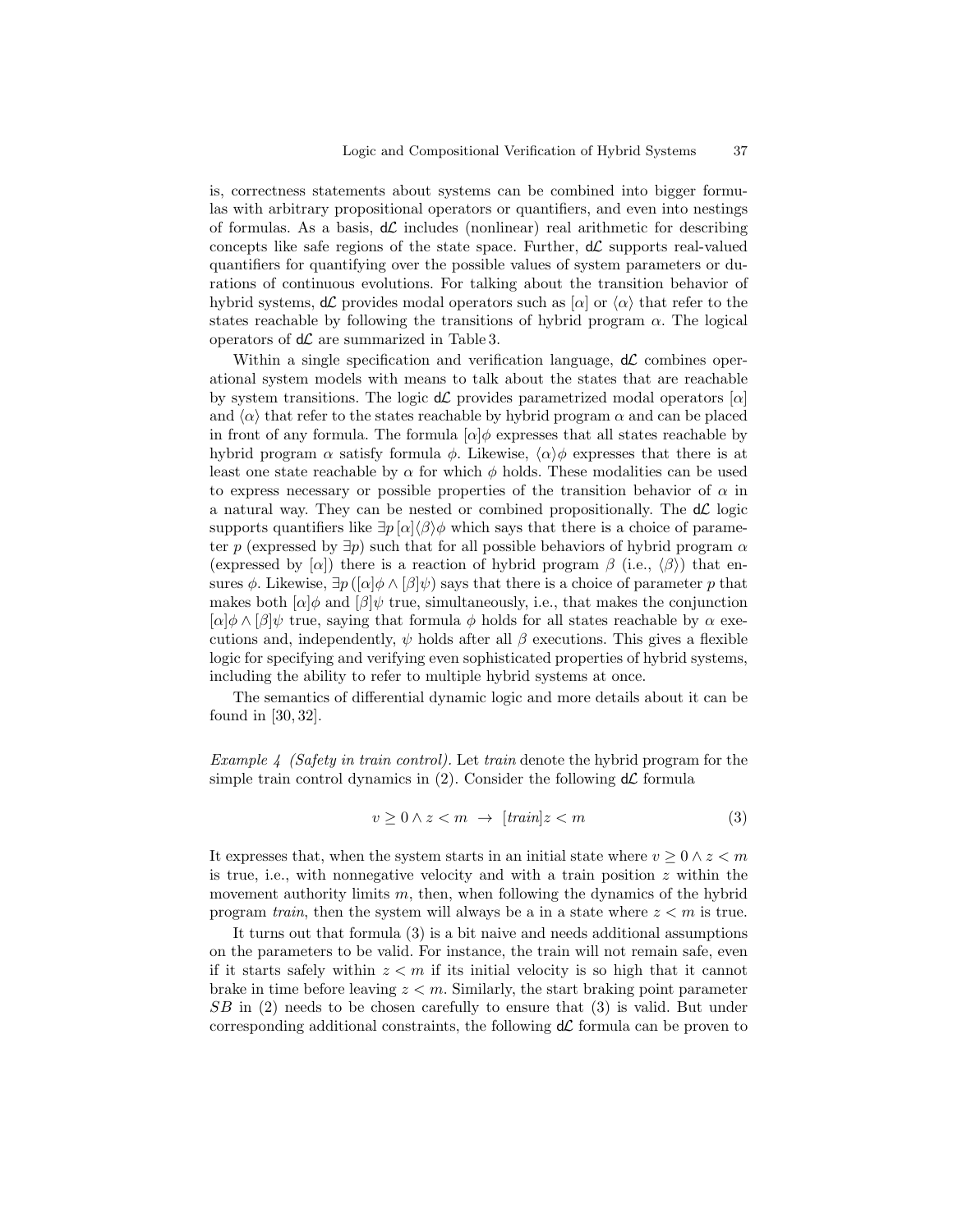is, correctness statements about systems can be combined into bigger formulas with arbitrary propositional operators or quantifiers, and even into nestings of formulas. As a basis, $\mathsf{d}\mathcal{L}$ includes (nonlinear) real arithmetic for describing concepts like safe regions of the state space. Further, $\mathsf{d}\mathcal{L}$ supports real-valued quantifiers for quantifying over the possible values of system parameters or durations of continuous evolutions. For talking about the transition behavior of hybrid systems, $\mathsf{d}\mathcal{L}$ provides modal operators such as $[\alpha]$ or $\langle\alpha\rangle$ that refer to the states reachable by following the transitions of hybrid program $\alpha$. The logical operators of $\mathsf{d}\mathcal{L}$ are summarized in Table 3.

Within a single specification and verification language, $\mathsf{d}\mathcal{L}$ combines operational system models with means to talk about the states that are reachable by system transitions. The logic $\mathsf{d}\mathcal{L}$ provides parametrized modal operators $[\alpha]$ and $\langle\alpha\rangle$ that refer to the states reachable by hybrid program $\alpha$ and can be placed in front of any formula. The formula $[\alpha]\phi$ expresses that all states reachable by hybrid program $\alpha$ satisfy formula $\phi$. Likewise, $\langle\alpha\rangle\phi$ expresses that there is at least one state reachable by $\alpha$ for which $\phi$ holds. These modalities can be used to express necessary or possible properties of the transition behavior of $\alpha$ in a natural way. They can be nested or combined propositionally. The $\mathsf{d}\mathcal{L}$ logic supports quantifiers like $\exists p\,[\alpha]\langle\beta\rangle\phi$ which says that there is a choice of parameter $p$ (expressed by $\exists p$) such that for all possible behaviors of hybrid program $\alpha$ (expressed by $[\alpha]$) there is a reaction of hybrid program $\beta$ (i.e., $\langle\beta\rangle$) that ensures $\phi$. Likewise, $\exists p\,([\alpha]\phi \wedge [\beta]\psi)$ says that there is a choice of parameter $p$ that makes both $[\alpha]\phi$ and $[\beta]\psi$ true, simultaneously, i.e., that makes the conjunction $[\alpha]\phi \wedge [\beta]\psi$ true, saying that formula $\phi$ holds for all states reachable by $\alpha$ executions and, independently, $\psi$ holds after all $\beta$ executions. This gives a flexible logic for specifying and verifying even sophisticated properties of hybrid systems, including the ability to refer to multiple hybrid systems at once.

The semantics of differential dynamic logic and more details about it can be found in [30, 32].

*Example 4 (Safety in train control).* Let *train* denote the hybrid program for the simple train control dynamics in (2). Consider the following $\mathsf{d}\mathcal{L}$ formula

$$v \geq 0 \wedge z < m \;\rightarrow\; [\mathit{train}]z < m \tag{3}$$

It expresses that, when the system starts in an initial state where $v \geq 0 \wedge z < m$ is true, i.e., with nonnegative velocity and with a train position $z$ within the movement authority limits $m$, then, when following the dynamics of the hybrid program *train*, then the system will always be a in a state where $z < m$ is true.

It turns out that formula (3) is a bit naive and needs additional assumptions on the parameters to be valid. For instance, the train will not remain safe, even if it starts safely within $z < m$ if its initial velocity is so high that it cannot brake in time before leaving $z < m$. Similarly, the start braking point parameter $SB$ in (2) needs to be chosen carefully to ensure that (3) is valid. But under corresponding additional constraints, the following $\mathsf{d}\mathcal{L}$ formula can be proven to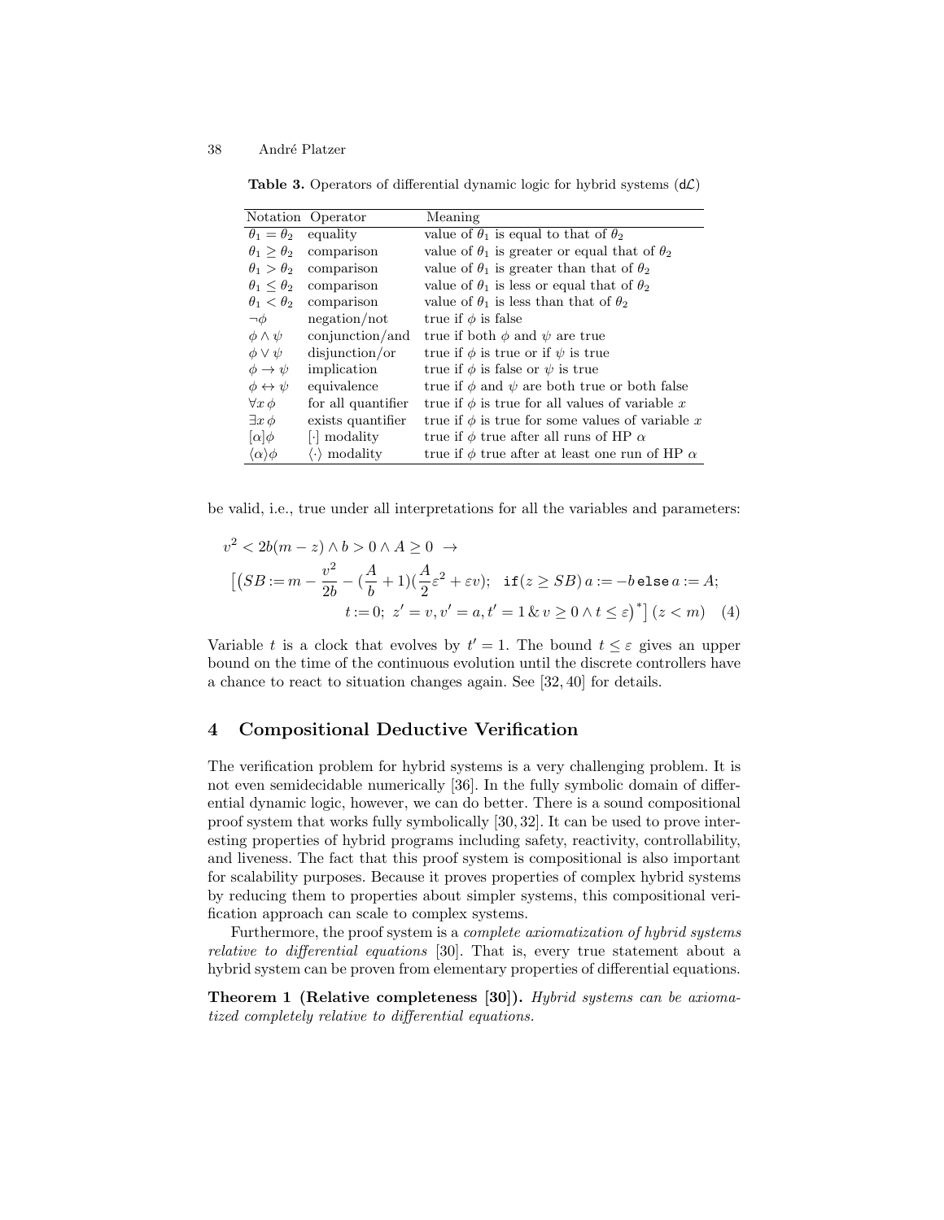**Table 3.** Operators of differential dynamic logic for hybrid systems ($\mathsf{d}\mathcal{L}$)

| Notation | Operator | Meaning |
|---|---|---|
| $\theta_1 = \theta_2$ | equality | value of $\theta_1$ is equal to that of $\theta_2$ |
| $\theta_1 \geq \theta_2$ | comparison | value of $\theta_1$ is greater or equal that of $\theta_2$ |
| $\theta_1 > \theta_2$ | comparison | value of $\theta_1$ is greater than that of $\theta_2$ |
| $\theta_1 \leq \theta_2$ | comparison | value of $\theta_1$ is less or equal that of $\theta_2$ |
| $\theta_1 < \theta_2$ | comparison | value of $\theta_1$ is less than that of $\theta_2$ |
| $\neg\phi$ | negation/not | true if $\phi$ is false |
| $\phi \wedge \psi$ | conjunction/and | true if both $\phi$ and $\psi$ are true |
| $\phi \vee \psi$ | disjunction/or | true if $\phi$ is true or if $\psi$ is true |
| $\phi \rightarrow \psi$ | implication | true if $\phi$ is false or $\psi$ is true |
| $\phi \leftrightarrow \psi$ | equivalence | true if $\phi$ and $\psi$ are both true or both false |
| $\forall x\, \phi$ | for all quantifier | true if $\phi$ is true for all values of variable $x$ |
| $\exists x\, \phi$ | exists quantifier | true if $\phi$ is true for some values of variable $x$ |
| $[\alpha]\phi$ | $[\cdot]$ modality | true if $\phi$ true after all runs of HP $\alpha$ |
| $\langle\alpha\rangle\phi$ | $\langle\cdot\rangle$ modality | true if $\phi$ true after at least one run of HP $\alpha$ |

be valid, i.e., true under all interpretations for all the variables and parameters:

$$v^2 < 2b(m-z) \wedge b > 0 \wedge A \geq 0 \;\rightarrow$$
$$\Big[\big(SB := m - \frac{v^2}{2b} - (\frac{A}{b}+1)(\frac{A}{2}\varepsilon^2 + \varepsilon v);\;\; \mathtt{if}(z \geq SB)\, a := -b\, \mathtt{else}\, a := A;$$
$$t := 0;\; z' = v, v' = a, t' = 1 \,\&\, v \geq 0 \wedge t \leq \varepsilon\big)^*\Big]\,(z < m) \quad (4)$$

Variable $t$ is a clock that evolves by $t' = 1$. The bound $t \leq \varepsilon$ gives an upper bound on the time of the continuous evolution until the discrete controllers have a chance to react to situation changes again. See [32, 40] for details.

## 4 Compositional Deductive Verification

The verification problem for hybrid systems is a very challenging problem. It is not even semidecidable numerically [36]. In the fully symbolic domain of differential dynamic logic, however, we can do better. There is a sound compositional proof system that works fully symbolically [30, 32]. It can be used to prove interesting properties of hybrid programs including safety, reactivity, controllability, and liveness. The fact that this proof system is compositional is also important for scalability purposes. Because it proves properties of complex hybrid systems by reducing them to properties about simpler systems, this compositional verification approach can scale to complex systems.

Furthermore, the proof system is a *complete axiomatization of hybrid systems relative to differential equations* [30]. That is, every true statement about a hybrid system can be proven from elementary properties of differential equations.

**Theorem 1 (Relative completeness [30]).** *Hybrid systems can be axiomatized completely relative to differential equations.*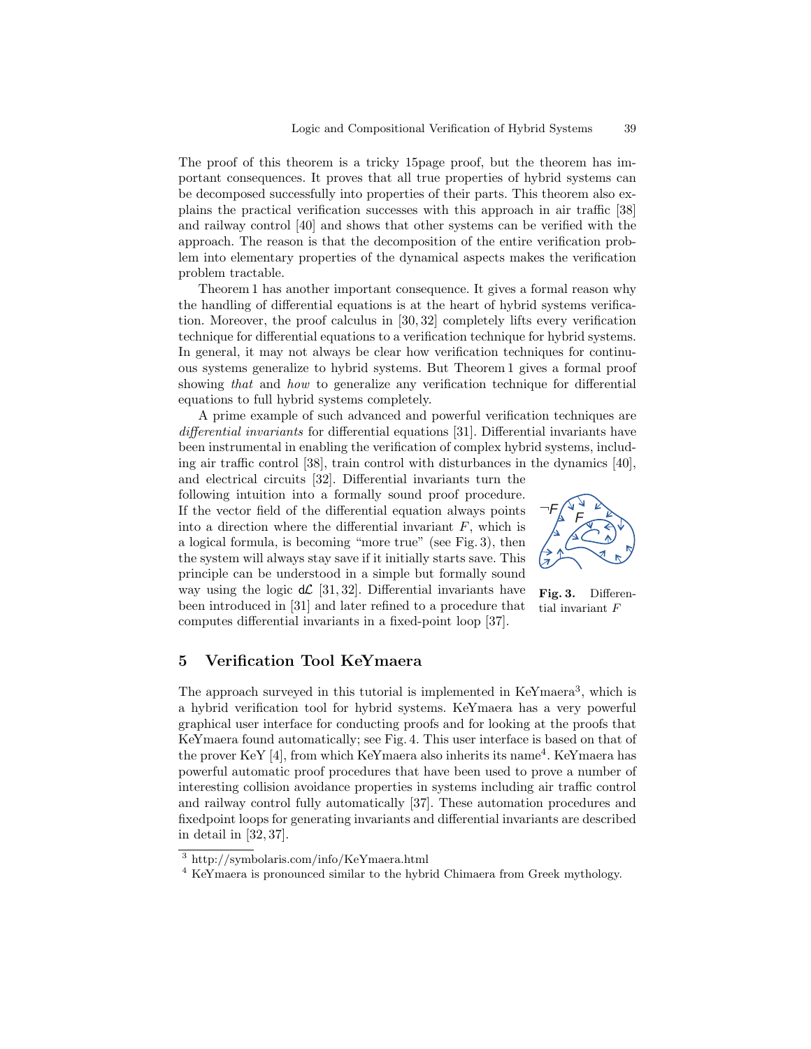The proof of this theorem is a tricky 15page proof, but the theorem has important consequences. It proves that all true properties of hybrid systems can be decomposed successfully into properties of their parts. This theorem also explains the practical verification successes with this approach in air traffic [38] and railway control [40] and shows that other systems can be verified with the approach. The reason is that the decomposition of the entire verification problem into elementary properties of the dynamical aspects makes the verification problem tractable.

Theorem 1 has another important consequence. It gives a formal reason why the handling of differential equations is at the heart of hybrid systems verification. Moreover, the proof calculus in [30, 32] completely lifts every verification technique for differential equations to a verification technique for hybrid systems. In general, it may not always be clear how verification techniques for continuous systems generalize to hybrid systems. But Theorem 1 gives a formal proof showing *that* and *how* to generalize any verification technique for differential equations to full hybrid systems completely.

A prime example of such advanced and powerful verification techniques are *differential invariants* for differential equations [31]. Differential invariants have been instrumental in enabling the verification of complex hybrid systems, including air traffic control [38], train control with disturbances in the dynamics [40], and electrical circuits [32]. Differential invariants turn the following intuition into a formally sound proof procedure. If the vector field of the differential equation always points into a direction where the differential invariant $F$, which is a logical formula, is becoming "more true" (see Fig. 3), then the system will always stay save if it initially starts save. This principle can be understood in a simple but formally sound way using the logic $\mathsf{d}\mathcal{L}$ [31, 32]. Differential invariants have been introduced in [31] and later refined to a procedure that computes differential invariants in a fixed-point loop [37].

**Fig. 3.** Differential invariant $F$

## 5 Verification Tool KeYmaera

The approach surveyed in this tutorial is implemented in KeYmaera[3], which is a hybrid verification tool for hybrid systems. KeYmaera has a very powerful graphical user interface for conducting proofs and for looking at the proofs that KeYmaera found automatically; see Fig. 4. This user interface is based on that of the prover KeY [4], from which KeYmaera also inherits its name[4]. KeYmaera has powerful automatic proof procedures that have been used to prove a number of interesting collision avoidance properties in systems including air traffic control and railway control fully automatically [37]. These automation procedures and fixedpoint loops for generating invariants and differential invariants are described in detail in [32, 37].

[3] http://symbolaris.com/info/KeYmaera.html

[4] KeYmaera is pronounced similar to the hybrid Chimaera from Greek mythology.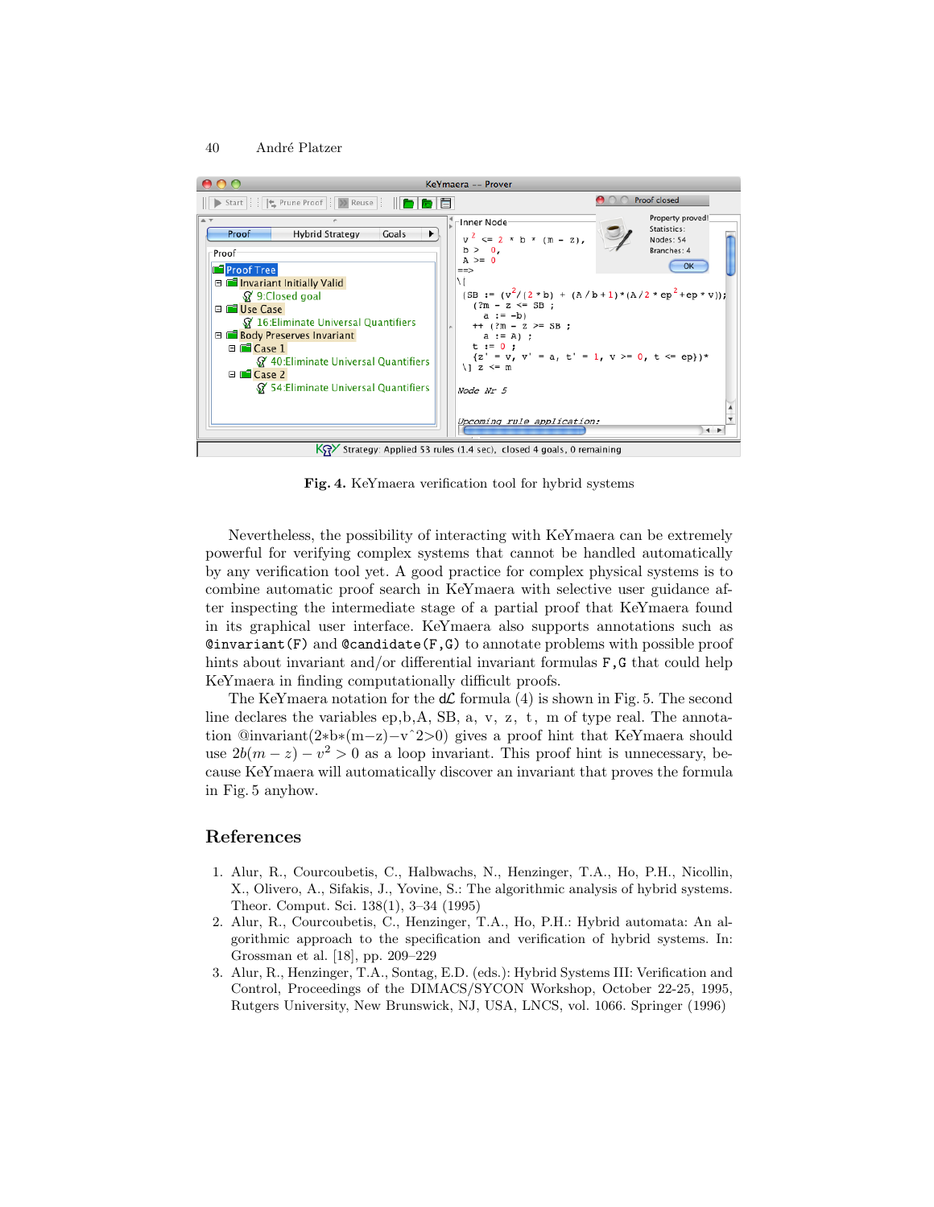**Fig. 4.** KeYmaera verification tool for hybrid systems

Nevertheless, the possibility of interacting with KeYmaera can be extremely powerful for verifying complex systems that cannot be handled automatically by any verification tool yet. A good practice for complex physical systems is to combine automatic proof search in KeYmaera with selective user guidance after inspecting the intermediate stage of a partial proof that KeYmaera found in its graphical user interface. KeYmaera also supports annotations such as `@invariant(F)` and `@candidate(F,G)` to annotate problems with possible proof hints about invariant and/or differential invariant formulas `F,G` that could help KeYmaera in finding computationally difficult proofs.

The KeYmaera notation for the $d\mathcal{L}$ formula (4) is shown in Fig. 5. The second line declares the variables ep,b,A, SB, a, v, z, t, m of type real. The annotation @invariant(2∗b∗(m−z)−vˆ2>0) gives a proof hint that KeYmaera should use $2b(m-z) - v^2 > 0$ as a loop invariant. This proof hint is unnecessary, because KeYmaera will automatically discover an invariant that proves the formula in Fig. 5 anyhow.

## References

1. Alur, R., Courcoubetis, C., Halbwachs, N., Henzinger, T.A., Ho, P.H., Nicollin, X., Olivero, A., Sifakis, J., Yovine, S.: The algorithmic analysis of hybrid systems. Theor. Comput. Sci. 138(1), 3–34 (1995)
2. Alur, R., Courcoubetis, C., Henzinger, T.A., Ho, P.H.: Hybrid automata: An algorithmic approach to the specification and verification of hybrid systems. In: Grossman et al. [18], pp. 209–229
3. Alur, R., Henzinger, T.A., Sontag, E.D. (eds.): Hybrid Systems III: Verification and Control, Proceedings of the DIMACS/SYCON Workshop, October 22-25, 1995, Rutgers University, New Brunswick, NJ, USA, LNCS, vol. 1066. Springer (1996)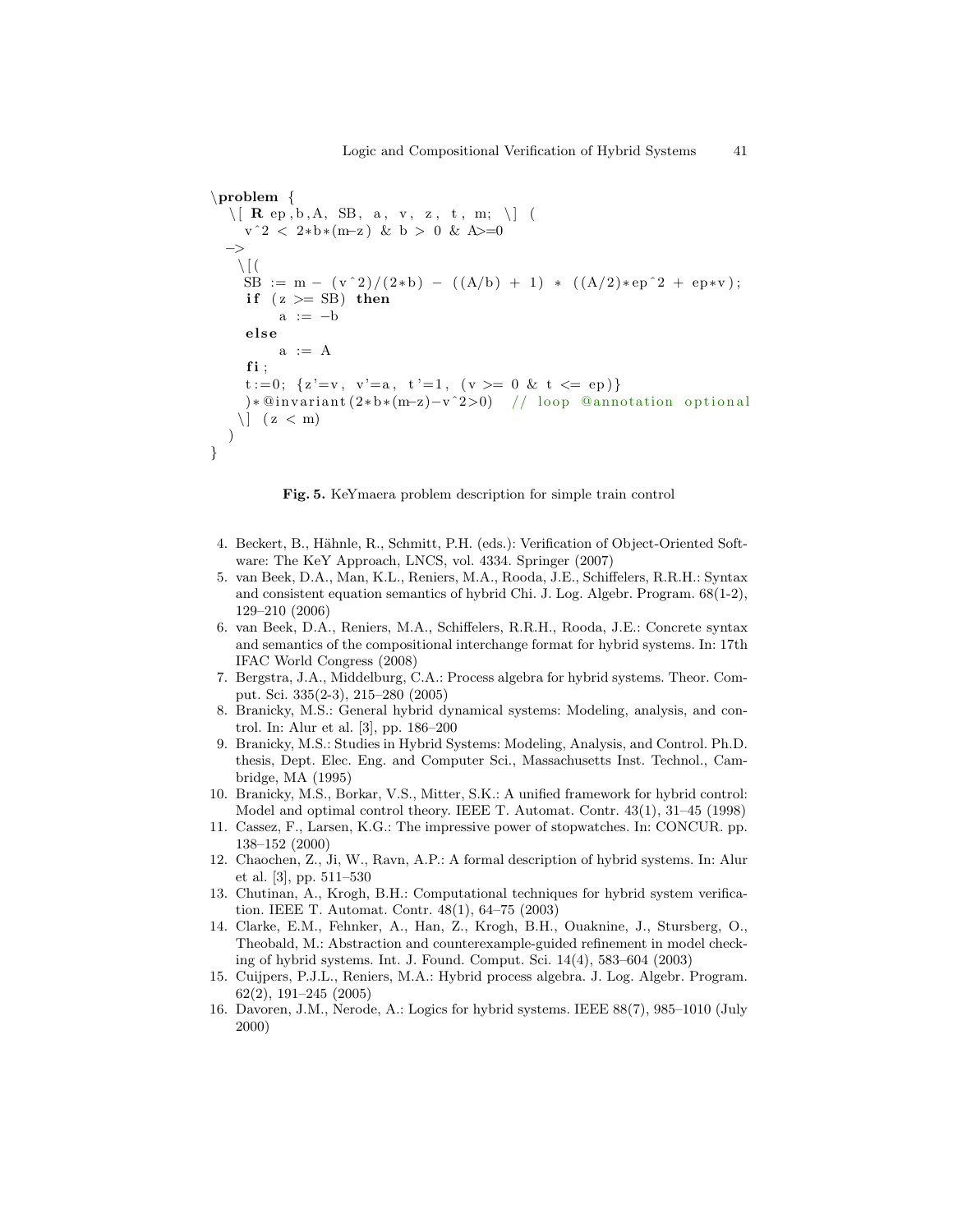```
\problem {
  \[ R ep,b,A, SB, a, v, z, t, m; \] (
    v^2 < 2*b*(m-z) & b > 0 & A>=0
  ->
    \[(
     SB := m - (v^2)/(2*b) - ((A/b) + 1) * ((A/2)*ep^2 + ep*v);
     if (z >= SB) then
          a := -b
     else
          a := A
     fi;
     t:=0; {z'=v, v'=a, t'=1, (v >= 0 & t <= ep)}
     )*@invariant(2*b*(m-z)-v^2>0)  // loop @annotation optional
    \] (z < m)
  )
}
```

**Fig. 5.** KeYmaera problem description for simple train control

4. Beckert, B., Hähnle, R., Schmitt, P.H. (eds.): Verification of Object-Oriented Software: The KeY Approach, LNCS, vol. 4334. Springer (2007)
5. van Beek, D.A., Man, K.L., Reniers, M.A., Rooda, J.E., Schiffelers, R.R.H.: Syntax and consistent equation semantics of hybrid Chi. J. Log. Algebr. Program. 68(1-2), 129–210 (2006)
6. van Beek, D.A., Reniers, M.A., Schiffelers, R.R.H., Rooda, J.E.: Concrete syntax and semantics of the compositional interchange format for hybrid systems. In: 17th IFAC World Congress (2008)
7. Bergstra, J.A., Middelburg, C.A.: Process algebra for hybrid systems. Theor. Comput. Sci. 335(2-3), 215–280 (2005)
8. Branicky, M.S.: General hybrid dynamical systems: Modeling, analysis, and control. In: Alur et al. [3], pp. 186–200
9. Branicky, M.S.: Studies in Hybrid Systems: Modeling, Analysis, and Control. Ph.D. thesis, Dept. Elec. Eng. and Computer Sci., Massachusetts Inst. Technol., Cambridge, MA (1995)
10. Branicky, M.S., Borkar, V.S., Mitter, S.K.: A unified framework for hybrid control: Model and optimal control theory. IEEE T. Automat. Contr. 43(1), 31–45 (1998)
11. Cassez, F., Larsen, K.G.: The impressive power of stopwatches. In: CONCUR. pp. 138–152 (2000)
12. Chaochen, Z., Ji, W., Ravn, A.P.: A formal description of hybrid systems. In: Alur et al. [3], pp. 511–530
13. Chutinan, A., Krogh, B.H.: Computational techniques for hybrid system verification. IEEE T. Automat. Contr. 48(1), 64–75 (2003)
14. Clarke, E.M., Fehnker, A., Han, Z., Krogh, B.H., Ouaknine, J., Stursberg, O., Theobald, M.: Abstraction and counterexample-guided refinement in model checking of hybrid systems. Int. J. Found. Comput. Sci. 14(4), 583–604 (2003)
15. Cuijpers, P.J.L., Reniers, M.A.: Hybrid process algebra. J. Log. Algebr. Program. 62(2), 191–245 (2005)
16. Davoren, J.M., Nerode, A.: Logics for hybrid systems. IEEE 88(7), 985–1010 (July 2000)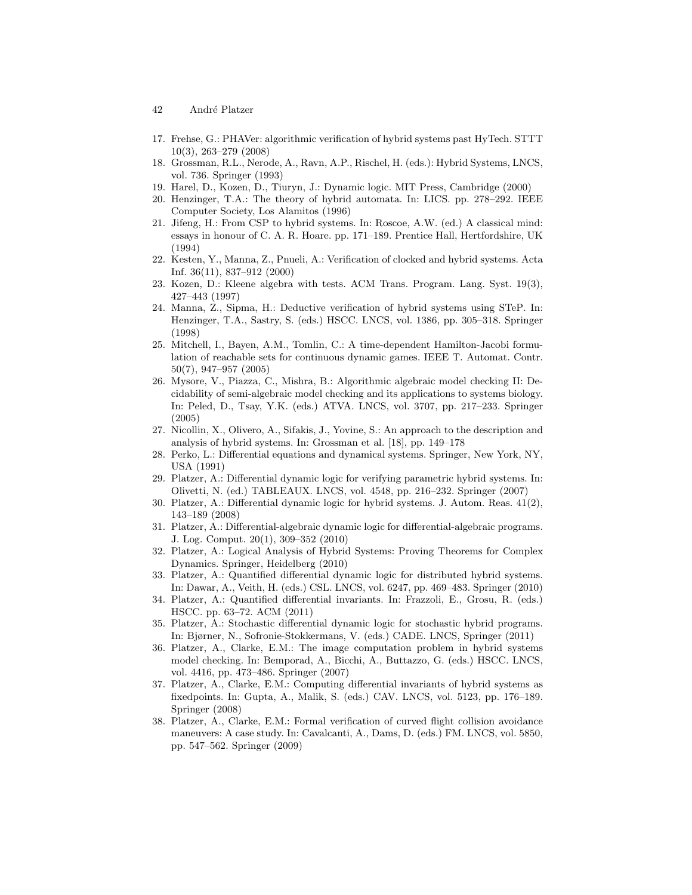17. Frehse, G.: PHAVer: algorithmic verification of hybrid systems past HyTech. STTT 10(3), 263–279 (2008)
18. Grossman, R.L., Nerode, A., Ravn, A.P., Rischel, H. (eds.): Hybrid Systems, LNCS, vol. 736. Springer (1993)
19. Harel, D., Kozen, D., Tiuryn, J.: Dynamic logic. MIT Press, Cambridge (2000)
20. Henzinger, T.A.: The theory of hybrid automata. In: LICS. pp. 278–292. IEEE Computer Society, Los Alamitos (1996)
21. Jifeng, H.: From CSP to hybrid systems. In: Roscoe, A.W. (ed.) A classical mind: essays in honour of C. A. R. Hoare. pp. 171–189. Prentice Hall, Hertfordshire, UK (1994)
22. Kesten, Y., Manna, Z., Pnueli, A.: Verification of clocked and hybrid systems. Acta Inf. 36(11), 837–912 (2000)
23. Kozen, D.: Kleene algebra with tests. ACM Trans. Program. Lang. Syst. 19(3), 427–443 (1997)
24. Manna, Z., Sipma, H.: Deductive verification of hybrid systems using STeP. In: Henzinger, T.A., Sastry, S. (eds.) HSCC. LNCS, vol. 1386, pp. 305–318. Springer (1998)
25. Mitchell, I., Bayen, A.M., Tomlin, C.: A time-dependent Hamilton-Jacobi formulation of reachable sets for continuous dynamic games. IEEE T. Automat. Contr. 50(7), 947–957 (2005)
26. Mysore, V., Piazza, C., Mishra, B.: Algorithmic algebraic model checking II: Decidability of semi-algebraic model checking and its applications to systems biology. In: Peled, D., Tsay, Y.K. (eds.) ATVA. LNCS, vol. 3707, pp. 217–233. Springer (2005)
27. Nicollin, X., Olivero, A., Sifakis, J., Yovine, S.: An approach to the description and analysis of hybrid systems. In: Grossman et al. [18], pp. 149–178
28. Perko, L.: Differential equations and dynamical systems. Springer, New York, NY, USA (1991)
29. Platzer, A.: Differential dynamic logic for verifying parametric hybrid systems. In: Olivetti, N. (ed.) TABLEAUX. LNCS, vol. 4548, pp. 216–232. Springer (2007)
30. Platzer, A.: Differential dynamic logic for hybrid systems. J. Autom. Reas. 41(2), 143–189 (2008)
31. Platzer, A.: Differential-algebraic dynamic logic for differential-algebraic programs. J. Log. Comput. 20(1), 309–352 (2010)
32. Platzer, A.: Logical Analysis of Hybrid Systems: Proving Theorems for Complex Dynamics. Springer, Heidelberg (2010)
33. Platzer, A.: Quantified differential dynamic logic for distributed hybrid systems. In: Dawar, A., Veith, H. (eds.) CSL. LNCS, vol. 6247, pp. 469–483. Springer (2010)
34. Platzer, A.: Quantified differential invariants. In: Frazzoli, E., Grosu, R. (eds.) HSCC. pp. 63–72. ACM (2011)
35. Platzer, A.: Stochastic differential dynamic logic for stochastic hybrid programs. In: Bjørner, N., Sofronie-Stokkermans, V. (eds.) CADE. LNCS, Springer (2011)
36. Platzer, A., Clarke, E.M.: The image computation problem in hybrid systems model checking. In: Bemporad, A., Bicchi, A., Buttazzo, G. (eds.) HSCC. LNCS, vol. 4416, pp. 473–486. Springer (2007)
37. Platzer, A., Clarke, E.M.: Computing differential invariants of hybrid systems as fixedpoints. In: Gupta, A., Malik, S. (eds.) CAV. LNCS, vol. 5123, pp. 176–189. Springer (2008)
38. Platzer, A., Clarke, E.M.: Formal verification of curved flight collision avoidance maneuvers: A case study. In: Cavalcanti, A., Dams, D. (eds.) FM. LNCS, vol. 5850, pp. 547–562. Springer (2009)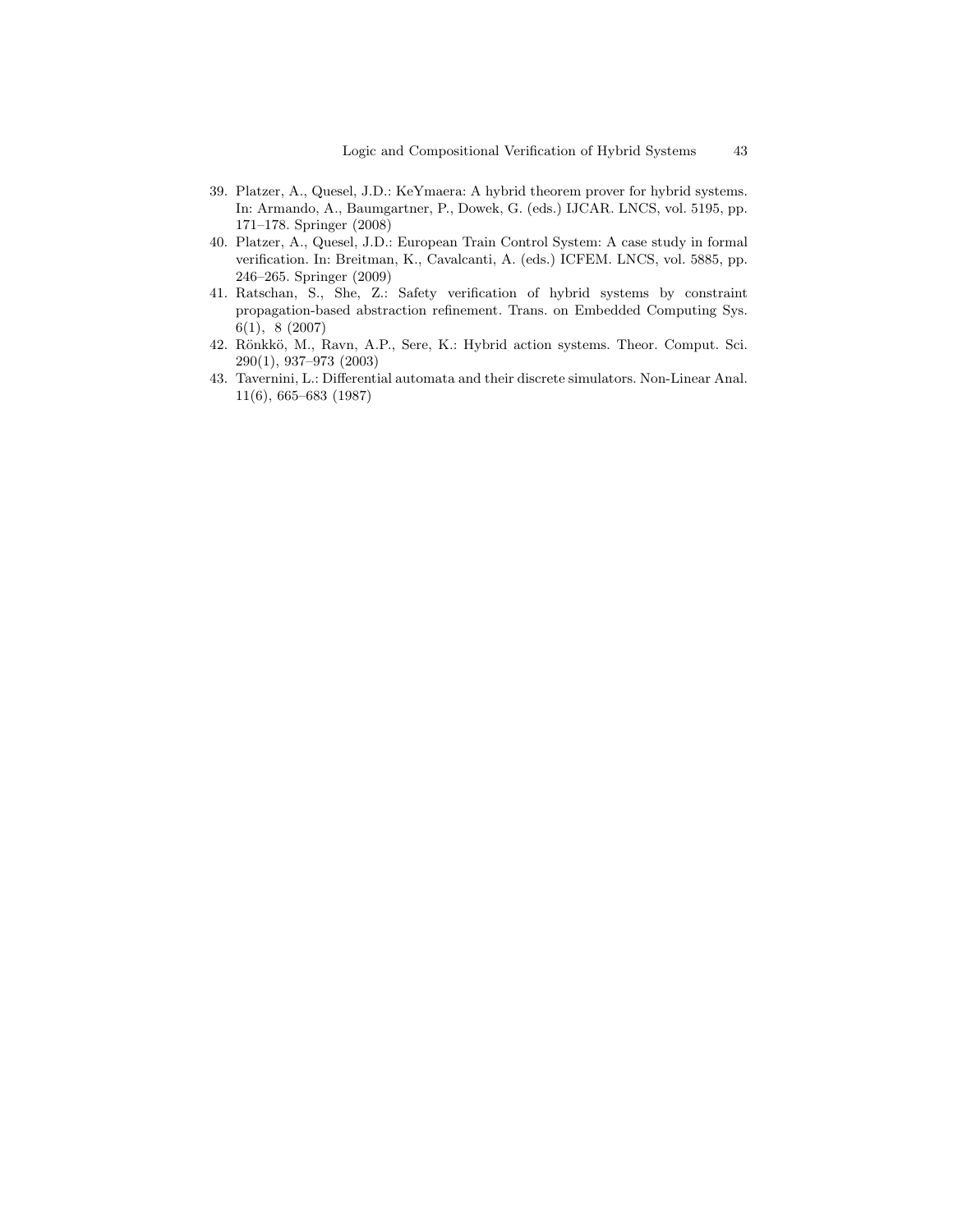39. Platzer, A., Quesel, J.D.: KeYmaera: A hybrid theorem prover for hybrid systems. In: Armando, A., Baumgartner, P., Dowek, G. (eds.) IJCAR. LNCS, vol. 5195, pp. 171–178. Springer (2008)
40. Platzer, A., Quesel, J.D.: European Train Control System: A case study in formal verification. In: Breitman, K., Cavalcanti, A. (eds.) ICFEM. LNCS, vol. 5885, pp. 246–265. Springer (2009)
41. Ratschan, S., She, Z.: Safety verification of hybrid systems by constraint propagation-based abstraction refinement. Trans. on Embedded Computing Sys. 6(1), 8 (2007)
42. Rönkkö, M., Ravn, A.P., Sere, K.: Hybrid action systems. Theor. Comput. Sci. 290(1), 937–973 (2003)
43. Tavernini, L.: Differential automata and their discrete simulators. Non-Linear Anal. 11(6), 665–683 (1987)